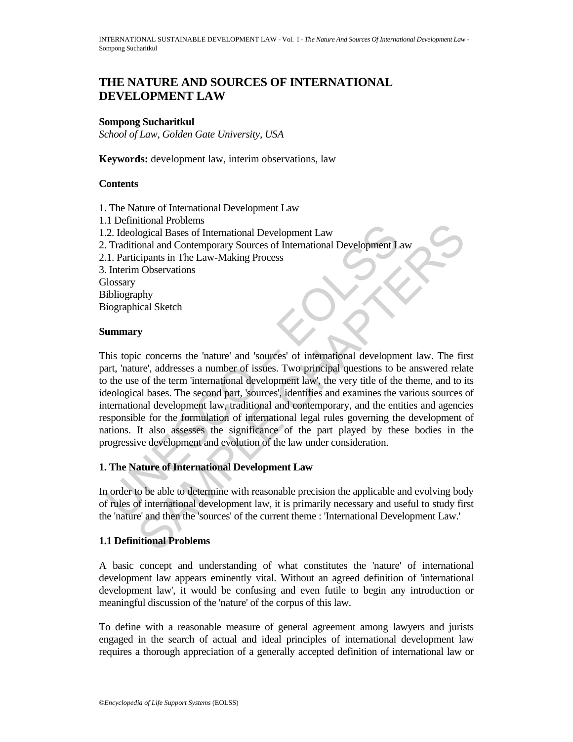# THE NATURE AND SOURCES OF INTERNATIONAL DEVELOPMENT LAW

**Sompong Sucharitkul**

*School of Law, Golden Gate University, USA*

**Keywords:** development law, interim observations, law

## Contents

1. The Nature of International Development Law
1.1 Definitional Problems
1.2. Ideological Bases of International Development Law
2. Traditional and Contemporary Sources of International Development Law
2.1. Participants in The Law-Making Process
3. Interim Observations
Glossary
Bibliography
Biographical Sketch

## Summary

This topic concerns the 'nature' and 'sources' of international development law. The first part, 'nature', addresses a number of issues. Two principal questions to be answered relate to the use of the term 'international development law', the very title of the theme, and to its ideological bases. The second part, 'sources', identifies and examines the various sources of international development law, traditional and contemporary, and the entities and agencies responsible for the formulation of international legal rules governing the development of nations. It also assesses the significance of the part played by these bodies in the progressive development and evolution of the law under consideration.

## 1. The Nature of International Development Law

In order to be able to determine with reasonable precision the applicable and evolving body of rules of international development law, it is primarily necessary and useful to study first the 'nature' and then the 'sources' of the current theme : 'International Development Law.'

### 1.1 Definitional Problems

A basic concept and understanding of what constitutes the 'nature' of international development law appears eminently vital. Without an agreed definition of 'international development law', it would be confusing and even futile to begin any introduction or meaningful discussion of the 'nature' of the corpus of this law.

To define with a reasonable measure of general agreement among lawyers and jurists engaged in the search of actual and ideal principles of international development law requires a thorough appreciation of a generally accepted definition of international law or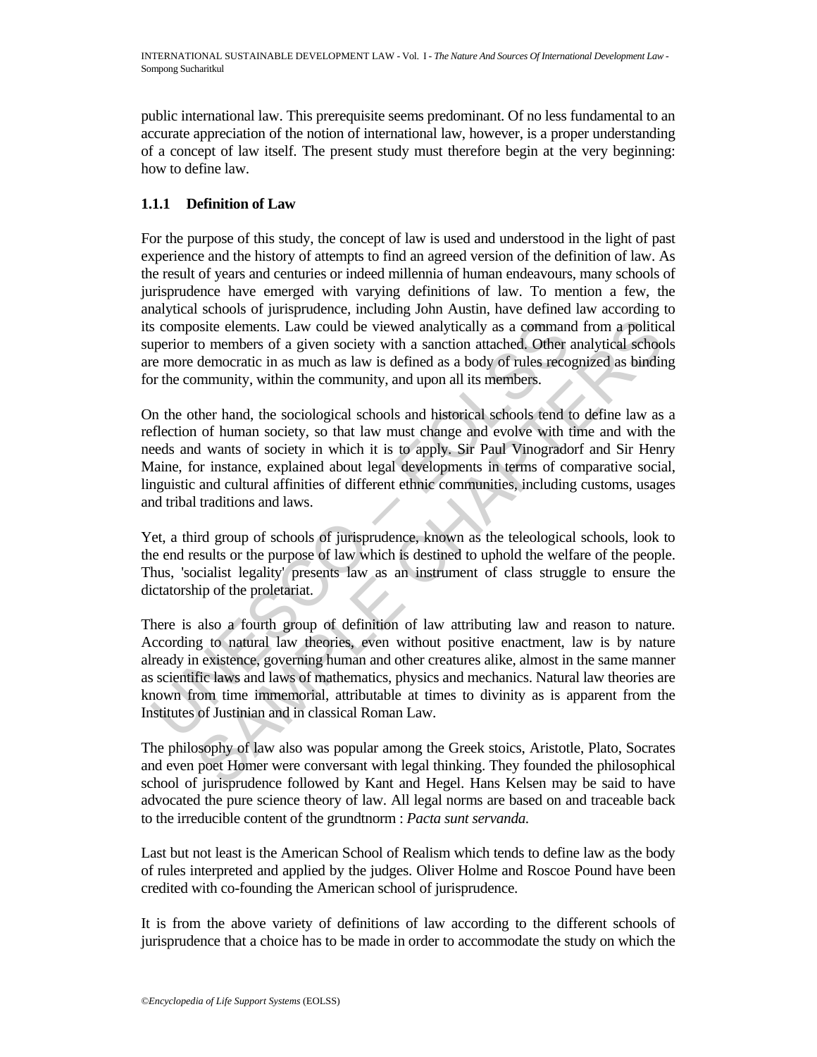public international law. This prerequisite seems predominant. Of no less fundamental to an accurate appreciation of the notion of international law, however, is a proper understanding of a concept of law itself. The present study must therefore begin at the very beginning: how to define law.

### 1.1.1 Definition of Law

For the purpose of this study, the concept of law is used and understood in the light of past experience and the history of attempts to find an agreed version of the definition of law. As the result of years and centuries or indeed millennia of human endeavours, many schools of jurisprudence have emerged with varying definitions of law. To mention a few, the analytical schools of jurisprudence, including John Austin, have defined law according to its composite elements. Law could be viewed analytically as a command from a political superior to members of a given society with a sanction attached. Other analytical schools are more democratic in as much as law is defined as a body of rules recognized as binding for the community, within the community, and upon all its members.

On the other hand, the sociological schools and historical schools tend to define law as a reflection of human society, so that law must change and evolve with time and with the needs and wants of society in which it is to apply. Sir Paul Vinogradorf and Sir Henry Maine, for instance, explained about legal developments in terms of comparative social, linguistic and cultural affinities of different ethnic communities, including customs, usages and tribal traditions and laws.

Yet, a third group of schools of jurisprudence, known as the teleological schools, look to the end results or the purpose of law which is destined to uphold the welfare of the people. Thus, 'socialist legality' presents law as an instrument of class struggle to ensure the dictatorship of the proletariat.

There is also a fourth group of definition of law attributing law and reason to nature. According to natural law theories, even without positive enactment, law is by nature already in existence, governing human and other creatures alike, almost in the same manner as scientific laws and laws of mathematics, physics and mechanics. Natural law theories are known from time immemorial, attributable at times to divinity as is apparent from the Institutes of Justinian and in classical Roman Law.

The philosophy of law also was popular among the Greek stoics, Aristotle, Plato, Socrates and even poet Homer were conversant with legal thinking. They founded the philosophical school of jurisprudence followed by Kant and Hegel. Hans Kelsen may be said to have advocated the pure science theory of law. All legal norms are based on and traceable back to the irreducible content of the grundtnorm : *Pacta sunt servanda.*

Last but not least is the American School of Realism which tends to define law as the body of rules interpreted and applied by the judges. Oliver Holme and Roscoe Pound have been credited with co-founding the American school of jurisprudence.

It is from the above variety of definitions of law according to the different schools of jurisprudence that a choice has to be made in order to accommodate the study on which the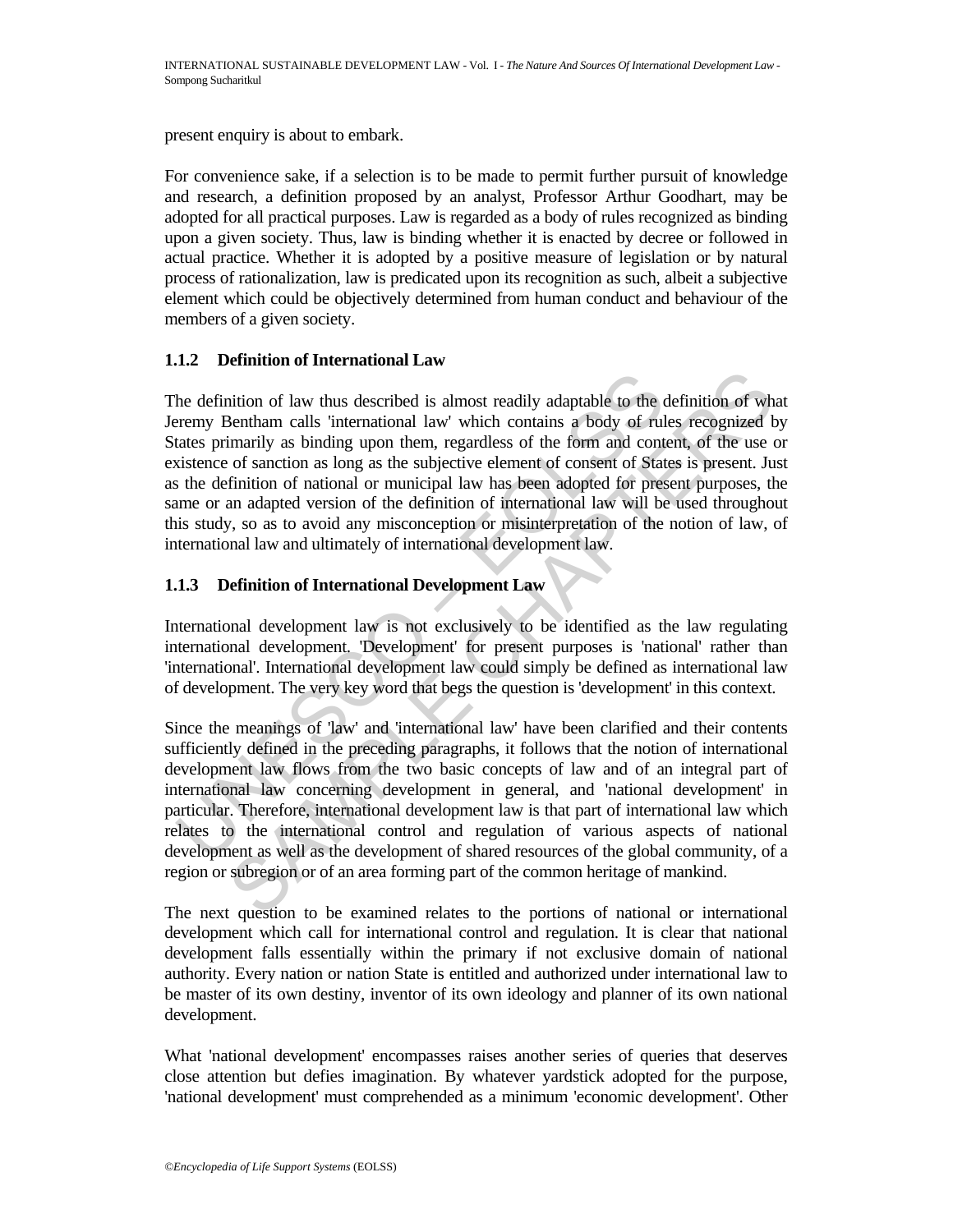present enquiry is about to embark.

For convenience sake, if a selection is to be made to permit further pursuit of knowledge and research, a definition proposed by an analyst, Professor Arthur Goodhart, may be adopted for all practical purposes. Law is regarded as a body of rules recognized as binding upon a given society. Thus, law is binding whether it is enacted by decree or followed in actual practice. Whether it is adopted by a positive measure of legislation or by natural process of rationalization, law is predicated upon its recognition as such, albeit a subjective element which could be objectively determined from human conduct and behaviour of the members of a given society.

### 1.1.2 Definition of International Law

The definition of law thus described is almost readily adaptable to the definition of what Jeremy Bentham calls 'international law' which contains a body of rules recognized by States primarily as binding upon them, regardless of the form and content, of the use or existence of sanction as long as the subjective element of consent of States is present. Just as the definition of national or municipal law has been adopted for present purposes, the same or an adapted version of the definition of international law will be used throughout this study, so as to avoid any misconception or misinterpretation of the notion of law, of international law and ultimately of international development law.

### 1.1.3 Definition of International Development Law

International development law is not exclusively to be identified as the law regulating international development. 'Development' for present purposes is 'national' rather than 'international'. International development law could simply be defined as international law of development. The very key word that begs the question is 'development' in this context.

Since the meanings of 'law' and 'international law' have been clarified and their contents sufficiently defined in the preceding paragraphs, it follows that the notion of international development law flows from the two basic concepts of law and of an integral part of international law concerning development in general, and 'national development' in particular. Therefore, international development law is that part of international law which relates to the international control and regulation of various aspects of national development as well as the development of shared resources of the global community, of a region or subregion or of an area forming part of the common heritage of mankind.

The next question to be examined relates to the portions of national or international development which call for international control and regulation. It is clear that national development falls essentially within the primary if not exclusive domain of national authority. Every nation or nation State is entitled and authorized under international law to be master of its own destiny, inventor of its own ideology and planner of its own national development.

What 'national development' encompasses raises another series of queries that deserves close attention but defies imagination. By whatever yardstick adopted for the purpose, 'national development' must comprehended as a minimum 'economic development'. Other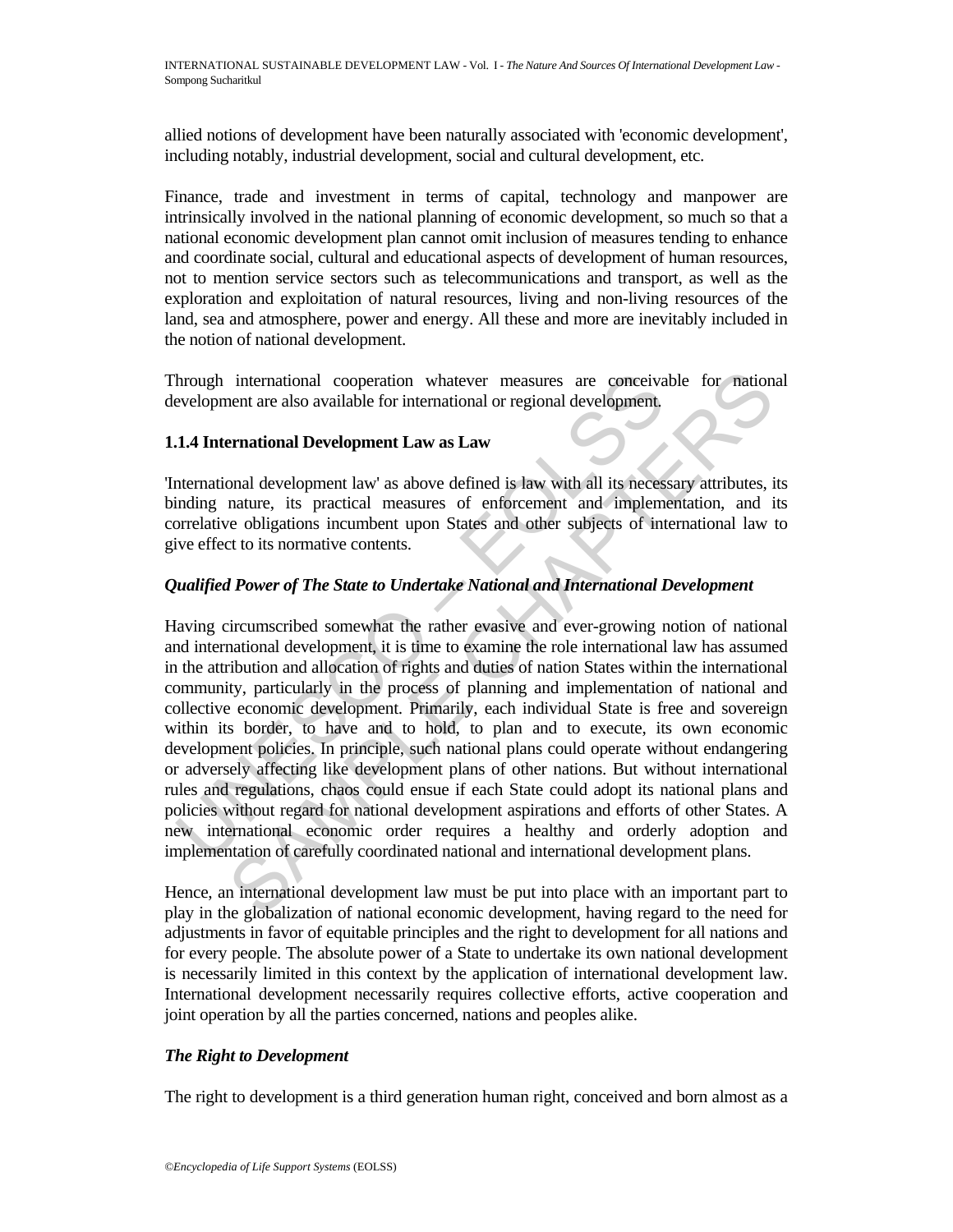allied notions of development have been naturally associated with 'economic development', including notably, industrial development, social and cultural development, etc.

Finance, trade and investment in terms of capital, technology and manpower are intrinsically involved in the national planning of economic development, so much so that a national economic development plan cannot omit inclusion of measures tending to enhance and coordinate social, cultural and educational aspects of development of human resources, not to mention service sectors such as telecommunications and transport, as well as the exploration and exploitation of natural resources, living and non-living resources of the land, sea and atmosphere, power and energy. All these and more are inevitably included in the notion of national development.

Through international cooperation whatever measures are conceivable for national development are also available for international or regional development.

### 1.1.4 International Development Law as Law

'International development law' as above defined is law with all its necessary attributes, its binding nature, its practical measures of enforcement and implementation, and its correlative obligations incumbent upon States and other subjects of international law to give effect to its normative contents.

#### *Qualified Power of The State to Undertake National and International Development*

Having circumscribed somewhat the rather evasive and ever-growing notion of national and international development, it is time to examine the role international law has assumed in the attribution and allocation of rights and duties of nation States within the international community, particularly in the process of planning and implementation of national and collective economic development. Primarily, each individual State is free and sovereign within its border, to have and to hold, to plan and to execute, its own economic development policies. In principle, such national plans could operate without endangering or adversely affecting like development plans of other nations. But without international rules and regulations, chaos could ensue if each State could adopt its national plans and policies without regard for national development aspirations and efforts of other States. A new international economic order requires a healthy and orderly adoption and implementation of carefully coordinated national and international development plans.

Hence, an international development law must be put into place with an important part to play in the globalization of national economic development, having regard to the need for adjustments in favor of equitable principles and the right to development for all nations and for every people. The absolute power of a State to undertake its own national development is necessarily limited in this context by the application of international development law. International development necessarily requires collective efforts, active cooperation and joint operation by all the parties concerned, nations and peoples alike.

#### *The Right to Development*

The right to development is a third generation human right, conceived and born almost as a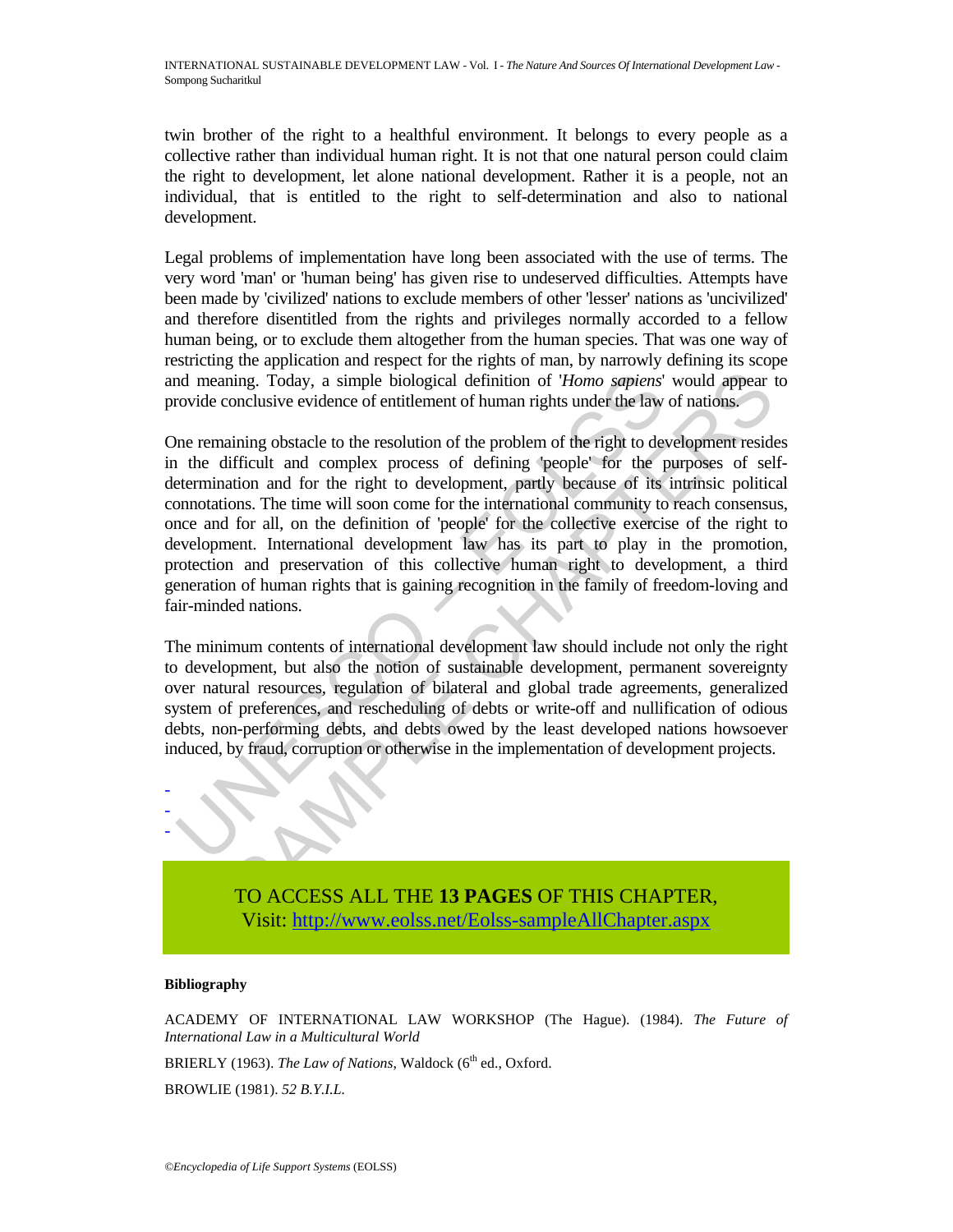twin brother of the right to a healthful environment. It belongs to every people as a collective rather than individual human right. It is not that one natural person could claim the right to development, let alone national development. Rather it is a people, not an individual, that is entitled to the right to self-determination and also to national development.

Legal problems of implementation have long been associated with the use of terms. The very word 'man' or 'human being' has given rise to undeserved difficulties. Attempts have been made by 'civilized' nations to exclude members of other 'lesser' nations as 'uncivilized' and therefore disentitled from the rights and privileges normally accorded to a fellow human being, or to exclude them altogether from the human species. That was one way of restricting the application and respect for the rights of man, by narrowly defining its scope and meaning. Today, a simple biological definition of '*Homo sapiens*' would appear to provide conclusive evidence of entitlement of human rights under the law of nations.

One remaining obstacle to the resolution of the problem of the right to development resides in the difficult and complex process of defining 'people' for the purposes of self-determination and for the right to development, partly because of its intrinsic political connotations. The time will soon come for the international community to reach consensus, once and for all, on the definition of 'people' for the collective exercise of the right to development. International development law has its part to play in the promotion, protection and preservation of this collective human right to development, a third generation of human rights that is gaining recognition in the family of freedom-loving and fair-minded nations.

The minimum contents of international development law should include not only the right to development, but also the notion of sustainable development, permanent sovereignty over natural resources, regulation of bilateral and global trade agreements, generalized system of preferences, and rescheduling of debts or write-off and nullification of odious debts, non-performing debts, and debts owed by the least developed nations howsoever induced, by fraud, corruption or otherwise in the implementation of development projects.

-
-
-

TO ACCESS ALL THE **13 PAGES** OF THIS CHAPTER,
Visit: http://www.eolss.net/Eolss-sampleAllChapter.aspx

#### Bibliography

ACADEMY OF INTERNATIONAL LAW WORKSHOP (The Hague). (1984). *The Future of International Law in a Multicultural World*

BRIERLY (1963). *The Law of Nations*, Waldock (6th ed., Oxford.

BROWLIE (1981). *52 B.Y.I.L.*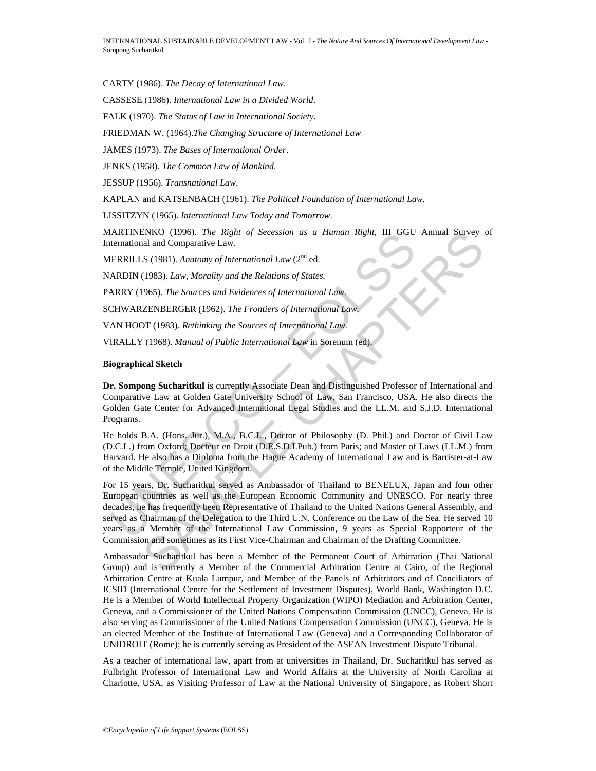CARTY (1986). *The Decay of International Law*.

CASSESE (1986). *International Law in a Divided World*.

FALK (1970). *The Status of Law in International Society*.

FRIEDMAN W. (1964).*The Changing Structure of International Law*

JAMES (1973). *The Bases of International Order*.

JENKS (1958). *The Common Law of Mankind*.

JESSUP (1956). *Transnational Law*.

KAPLAN and KATSENBACH (1961). *The Political Foundation of International Law*.

LISSITZYN (1965). *International Law Today and Tomorrow*.

MARTINENKO (1996). *The Right of Secession as a Human Right*, III GGU Annual Survey of International and Comparative Law.

MERRILLS (1981). *Anatomy of International Law* (2nd ed.

NARDIN (1983). *Law, Morality and the Relations of States.*

PARRY (1965). *The Sources and Evidences of International Law.*

SCHWARZENBERGER (1962). *The Frontiers of International Law*.

VAN HOOT (1983). *Rethinking the Sources of International Law.*

VIRALLY (1968). *Manual of Public International Law* in Sorenum (ed).

**Biographical Sketch**

**Dr. Sompong Sucharitkul** is currently Associate Dean and Distinguished Professor of International and Comparative Law at Golden Gate University School of Law, San Francisco, USA. He also directs the Golden Gate Center for Advanced International Legal Studies and the LL.M. and S.J.D. International Programs.

He holds B.A. (Hons. Jur.), M.A., B.C.L., Doctor of Philosophy (D. Phil.) and Doctor of Civil Law (D.C.L.) from Oxford; Docteur en Droit (D.E.S.D.I.Pub.) from Paris; and Master of Laws (LL.M.) from Harvard. He also has a Diploma from the Hague Academy of International Law and is Barrister-at-Law of the Middle Temple, United Kingdom.

For 15 years, Dr. Sucharitkul served as Ambassador of Thailand to BENELUX, Japan and four other European countries as well as the European Economic Community and UNESCO. For nearly three decades, he has frequently been Representative of Thailand to the United Nations General Assembly, and served as Chairman of the Delegation to the Third U.N. Conference on the Law of the Sea. He served 10 years as a Member of the International Law Commission, 9 years as Special Rapporteur of the Commission and sometimes as its First Vice-Chairman and Chairman of the Drafting Committee.

Ambassador Sucharitkul has been a Member of the Permanent Court of Arbitration (Thai National Group) and is currently a Member of the Commercial Arbitration Centre at Cairo, of the Regional Arbitration Centre at Kuala Lumpur, and Member of the Panels of Arbitrators and of Conciliators of ICSID (International Centre for the Settlement of Investment Disputes), World Bank, Washington D.C. He is a Member of World Intellectual Property Organization (WIPO) Mediation and Arbitration Center, Geneva, and a Commissioner of the United Nations Compensation Commission (UNCC), Geneva. He is also serving as Commissioner of the United Nations Compensation Commission (UNCC), Geneva. He is an elected Member of the Institute of International Law (Geneva) and a Corresponding Collaborator of UNIDROIT (Rome); he is currently serving as President of the ASEAN Investment Dispute Tribunal.

As a teacher of international law, apart from at universities in Thailand, Dr. Sucharitkul has served as Fulbright Professor of International Law and World Affairs at the University of North Carolina at Charlotte, USA, as Visiting Professor of Law at the National University of Singapore, as Robert Short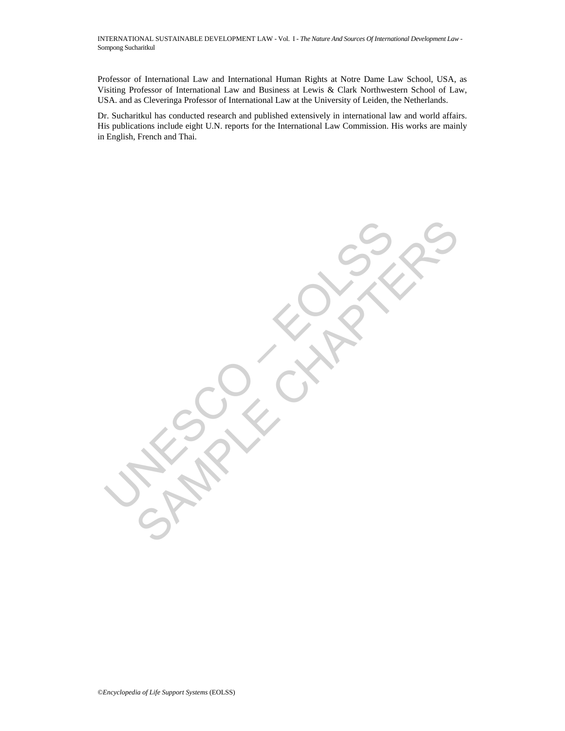Professor of International Law and International Human Rights at Notre Dame Law School, USA, as Visiting Professor of International Law and Business at Lewis & Clark Northwestern School of Law, USA. and as Cleveringa Professor of International Law at the University of Leiden, the Netherlands.

Dr. Sucharitkul has conducted research and published extensively in international law and world affairs. His publications include eight U.N. reports for the International Law Commission. His works are mainly in English, French and Thai.